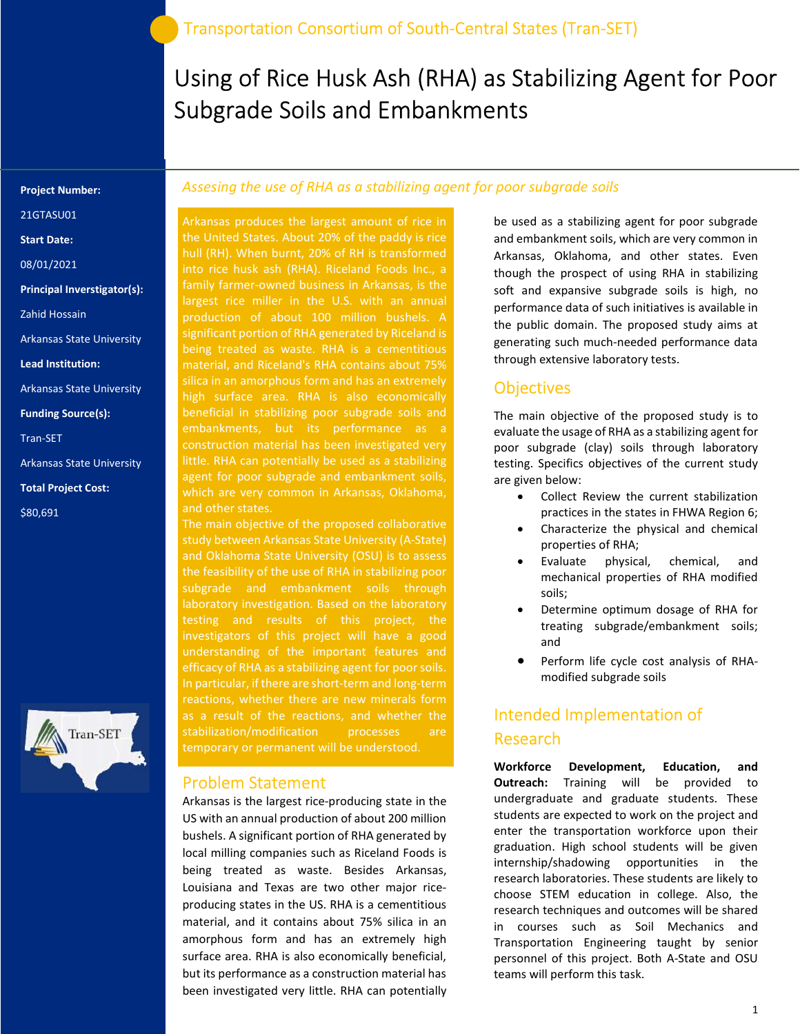Transportation Consortium of South-Central States (Tran-SET)

# Using of Rice Husk Ash (RHA) as Stabilizing Agent for Poor Subgrade Soils and Embankments

**Project Number:**

21GTASU01

**Start Date:**

08/01/2021

**Principal Inverstigator(s):**

Zahid Hossain

Arkansas State University

**Lead Institution:**

Arkansas State University

**Funding Source(s):**

Tran-SET

Arkansas State University

**Total Project Cost:**

$80,691

*Assesing the use of RHA as a stabilizing agent for poor subgrade soils*

Arkansas produces the largest amount of rice in the United States. About 20% of the paddy is rice hull (RH). When burnt, 20% of RH is transformed into rice husk ash (RHA). Riceland Foods Inc., a family farmer-owned business in Arkansas, is the largest rice miller in the U.S. with an annual production of about 100 million bushels. A significant portion of RHA generated by Riceland is being treated as waste. RHA is a cementitious material, and Riceland's RHA contains about 75% silica in an amorphous form and has an extremely high surface area. RHA is also economically beneficial in stabilizing poor subgrade soils and embankments, but its performance as a construction material has been investigated very little. RHA can potentially be used as a stabilizing agent for poor subgrade and embankment soils, which are very common in Arkansas, Oklahoma, and other states.

The main objective of the proposed collaborative study between Arkansas State University (A-State) and Oklahoma State University (OSU) is to assess the feasibility of the use of RHA in stabilizing poor subgrade and embankment soils through laboratory investigation. Based on the laboratory testing and results of this project, the investigators of this project will have a good understanding of the important features and efficacy of RHA as a stabilizing agent for poor soils. In particular, if there are short-term and long-term reactions, whether there are new minerals form as a result of the reactions, and whether the stabilization/modification processes are temporary or permanent will be understood.

## Problem Statement

Arkansas is the largest rice-producing state in the US with an annual production of about 200 million bushels. A significant portion of RHA generated by local milling companies such as Riceland Foods is being treated as waste. Besides Arkansas, Louisiana and Texas are two other major rice-producing states in the US. RHA is a cementitious material, and it contains about 75% silica in an amorphous form and has an extremely high surface area. RHA is also economically beneficial, but its performance as a construction material has been investigated very little. RHA can potentially be used as a stabilizing agent for poor subgrade and embankment soils, which are very common in Arkansas, Oklahoma, and other states. Even though the prospect of using RHA in stabilizing soft and expansive subgrade soils is high, no performance data of such initiatives is available in the public domain. The proposed study aims at generating such much-needed performance data through extensive laboratory tests.

## Objectives

The main objective of the proposed study is to evaluate the usage of RHA as a stabilizing agent for poor subgrade (clay) soils through laboratory testing. Specifics objectives of the current study are given below:

- Collect Review the current stabilization practices in the states in FHWA Region 6;
- Characterize the physical and chemical properties of RHA;
- Evaluate physical, chemical, and mechanical properties of RHA modified soils;
- Determine optimum dosage of RHA for treating subgrade/embankment soils; and
- Perform life cycle cost analysis of RHA-modified subgrade soils

## Intended Implementation of Research

**Workforce Development, Education, and Outreach:** Training will be provided to undergraduate and graduate students. These students are expected to work on the project and enter the transportation workforce upon their graduation. High school students will be given internship/shadowing opportunities in the research laboratories. These students are likely to choose STEM education in college. Also, the research techniques and outcomes will be shared in courses such as Soil Mechanics and Transportation Engineering taught by senior personnel of this project. Both A-State and OSU teams will perform this task.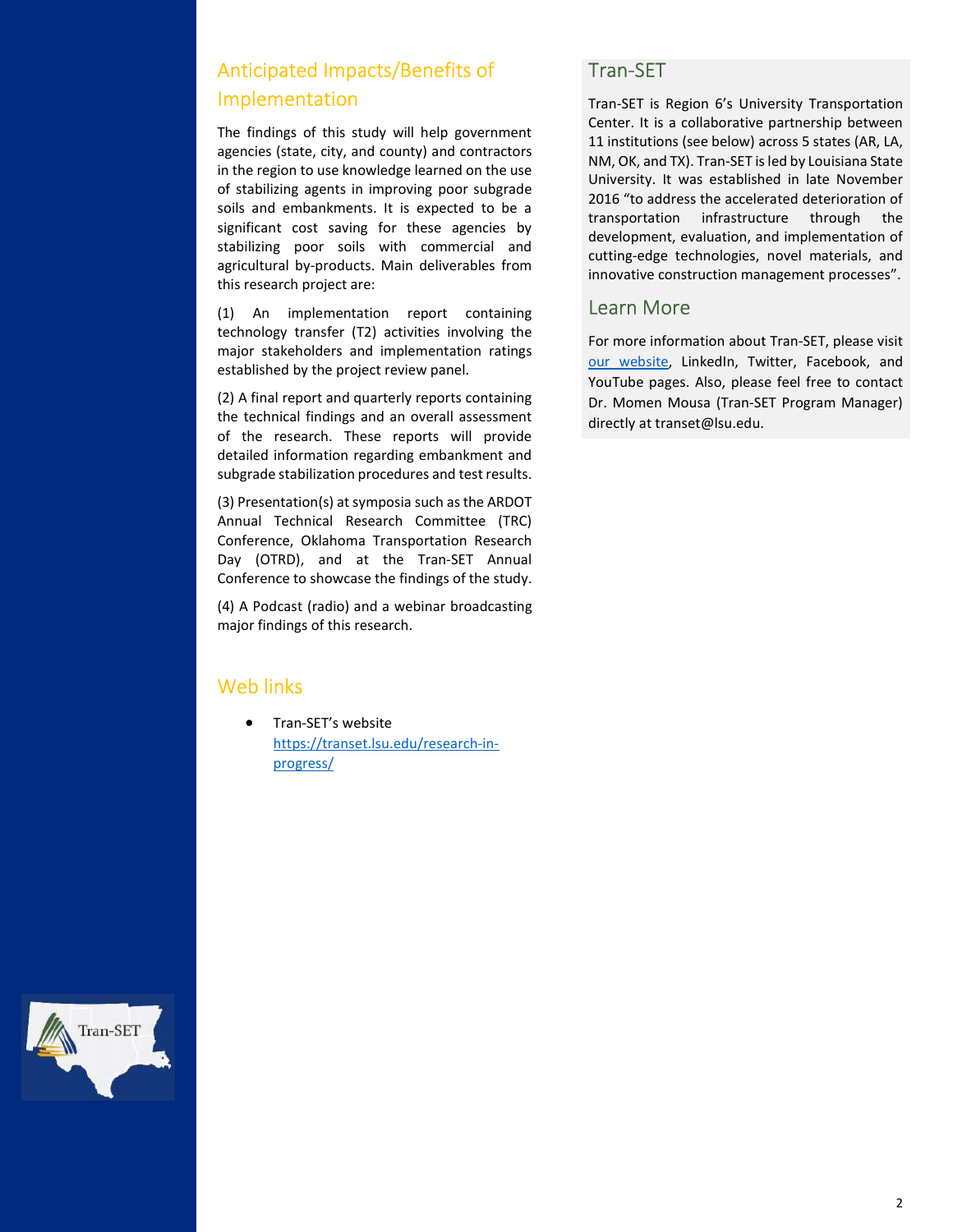## Anticipated Impacts/Benefits of Implementation

The findings of this study will help government agencies (state, city, and county) and contractors in the region to use knowledge learned on the use of stabilizing agents in improving poor subgrade soils and embankments. It is expected to be a significant cost saving for these agencies by stabilizing poor soils with commercial and agricultural by-products. Main deliverables from this research project are:

(1) An implementation report containing technology transfer (T2) activities involving the major stakeholders and implementation ratings established by the project review panel.

(2) A final report and quarterly reports containing the technical findings and an overall assessment of the research. These reports will provide detailed information regarding embankment and subgrade stabilization procedures and test results.

(3) Presentation(s) at symposia such as the ARDOT Annual Technical Research Committee (TRC) Conference, Oklahoma Transportation Research Day (OTRD), and at the Tran-SET Annual Conference to showcase the findings of the study.

(4) A Podcast (radio) and a webinar broadcasting major findings of this research.

## Web links

- Tran-SET's website
  https://transet.lsu.edu/research-in-progress/

## Tran-SET

Tran-SET is Region 6's University Transportation Center. It is a collaborative partnership between 11 institutions (see below) across 5 states (AR, LA, NM, OK, and TX). Tran-SET is led by Louisiana State University. It was established in late November 2016 "to address the accelerated deterioration of transportation infrastructure through the development, evaluation, and implementation of cutting-edge technologies, novel materials, and innovative construction management processes".

## Learn More

For more information about Tran-SET, please visit our website, LinkedIn, Twitter, Facebook, and YouTube pages. Also, please feel free to contact Dr. Momen Mousa (Tran-SET Program Manager) directly at transet@lsu.edu.